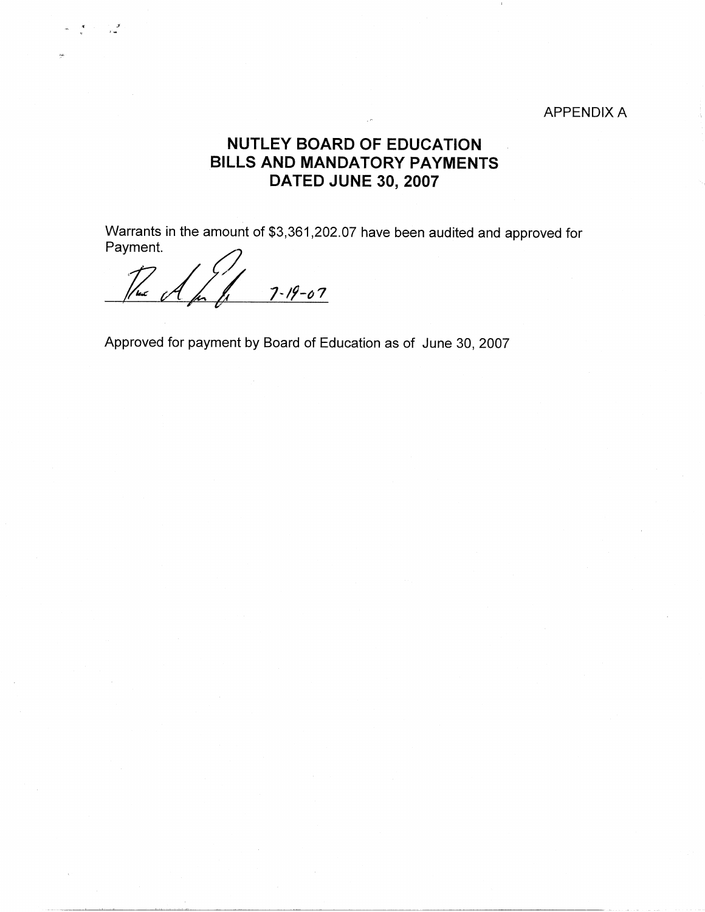APPENDIX A

# NUTLEY BOARD OF EDUCATION
# BILLS AND MANDATORY PAYMENTS
# DATED JUNE 30, 2007

Warrants in the amount of $3,361,202.07 have been audited and approved for Payment.

7-19-07

Approved for payment by Board of Education as of June 30, 2007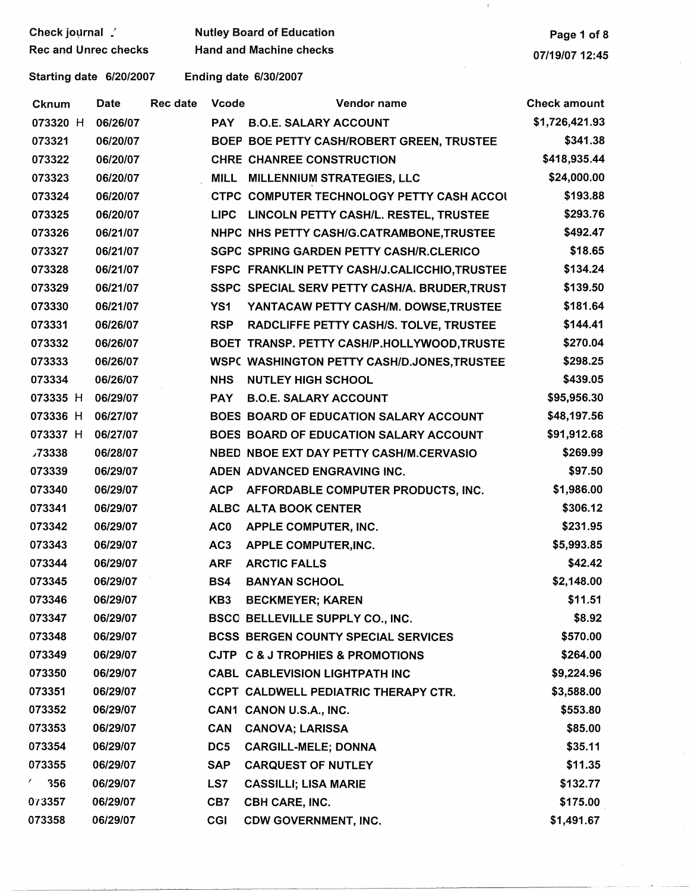Check journal
Rec and Unrec checks

Nutley Board of Education
Hand and Machine checks

07/19/07 12:45

Starting date 6/20/2007 Ending date 6/30/2007

| Cknum | Date | Rec date | Vcode | Vendor name | Check amount |
|---|---|---|---|---|---|
| 073320 H | 06/26/07 | | PAY | B.O.E. SALARY ACCOUNT | $1,726,421.93 |
| 073321 | 06/20/07 | | BOEP | BOE PETTY CASH/ROBERT GREEN, TRUSTEE | $341.38 |
| 073322 | 06/20/07 | | CHRE | CHANREE CONSTRUCTION | $418,935.44 |
| 073323 | 06/20/07 | | MILL | MILLENNIUM STRATEGIES, LLC | $24,000.00 |
| 073324 | 06/20/07 | | CTPC | COMPUTER TECHNOLOGY PETTY CASH ACCOI | $193.88 |
| 073325 | 06/20/07 | | LIPC | LINCOLN PETTY CASH/L. RESTEL, TRUSTEE | $293.76 |
| 073326 | 06/21/07 | | NHPC | NHS PETTY CASH/G.CATRAMBONE,TRUSTEE | $492.47 |
| 073327 | 06/21/07 | | SGPC | SPRING GARDEN PETTY CASH/R.CLERICO | $18.65 |
| 073328 | 06/21/07 | | FSPC | FRANKLIN PETTY CASH/J.CALICCHIO,TRUSTEE | $134.24 |
| 073329 | 06/21/07 | | SSPC | SPECIAL SERV PETTY CASH/A. BRUDER,TRUST | $139.50 |
| 073330 | 06/21/07 | | YS1 | YANTACAW PETTY CASH/M. DOWSE,TRUSTEE | $181.64 |
| 073331 | 06/26/07 | | RSP | RADCLIFFE PETTY CASH/S. TOLVE, TRUSTEE | $144.41 |
| 073332 | 06/26/07 | | BOET | TRANSP. PETTY CASH/P.HOLLYWOOD,TRUSTE | $270.04 |
| 073333 | 06/26/07 | | WSPC | WASHINGTON PETTY CASH/D.JONES,TRUSTEE | $298.25 |
| 073334 | 06/26/07 | | NHS | NUTLEY HIGH SCHOOL | $439.05 |
| 073335 H | 06/29/07 | | PAY | B.O.E. SALARY ACCOUNT | $95,956.30 |
| 073336 H | 06/27/07 | | BOES | BOARD OF EDUCATION SALARY ACCOUNT | $48,197.56 |
| 073337 H | 06/27/07 | | BOES | BOARD OF EDUCATION SALARY ACCOUNT | $91,912.68 |
| 073338 | 06/28/07 | | NBED | NBOE EXT DAY PETTY CASH/M.CERVASIO | $269.99 |
| 073339 | 06/29/07 | | ADEN | ADVANCED ENGRAVING INC. | $97.50 |
| 073340 | 06/29/07 | | ACP | AFFORDABLE COMPUTER PRODUCTS, INC. | $1,986.00 |
| 073341 | 06/29/07 | | ALBC | ALTA BOOK CENTER | $306.12 |
| 073342 | 06/29/07 | | AC0 | APPLE COMPUTER, INC. | $231.95 |
| 073343 | 06/29/07 | | AC3 | APPLE COMPUTER,INC. | $5,993.85 |
| 073344 | 06/29/07 | | ARF | ARCTIC FALLS | $42.42 |
| 073345 | 06/29/07 | | BS4 | BANYAN SCHOOL | $2,148.00 |
| 073346 | 06/29/07 | | KB3 | BECKMEYER; KAREN | $11.51 |
| 073347 | 06/29/07 | | BSCO | BELLEVILLE SUPPLY CO., INC. | $8.92 |
| 073348 | 06/29/07 | | BCSS | BERGEN COUNTY SPECIAL SERVICES | $570.00 |
| 073349 | 06/29/07 | | CJTP | C & J TROPHIES & PROMOTIONS | $264.00 |
| 073350 | 06/29/07 | | CABL | CABLEVISION LIGHTPATH INC | $9,224.96 |
| 073351 | 06/29/07 | | CCPT | CALDWELL PEDIATRIC THERAPY CTR. | $3,588.00 |
| 073352 | 06/29/07 | | CAN1 | CANON U.S.A., INC. | $553.80 |
| 073353 | 06/29/07 | | CAN | CANOVA; LARISSA | $85.00 |
| 073354 | 06/29/07 | | DC5 | CARGILL-MELE; DONNA | $35.11 |
| 073355 | 06/29/07 | | SAP | CARQUEST OF NUTLEY | $11.35 |
| 073356 | 06/29/07 | | LS7 | CASSILLI; LISA MARIE | $132.77 |
| 073357 | 06/29/07 | | CB7 | CBH CARE, INC. | $175.00 |
| 073358 | 06/29/07 | | CGI | CDW GOVERNMENT, INC. | $1,491.67 |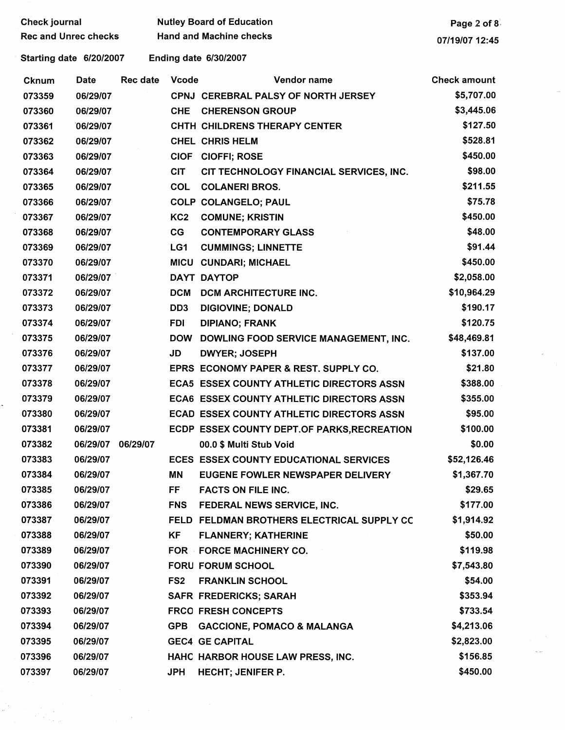Check journal
Rec and Unrec checks

Nutley Board of Education
Hand and Machine checks

07/19/07 12:45

Starting date 6/20/2007    Ending date 6/30/2007

| Cknum | Date | Rec date | Vcode | Vendor name | Check amount |
|---|---|---|---|---|---|
| 073359 | 06/29/07 | | CPNJ | CEREBRAL PALSY OF NORTH JERSEY | $5,707.00 |
| 073360 | 06/29/07 | | CHE | CHERENSON GROUP | $3,445.06 |
| 073361 | 06/29/07 | | CHTH | CHILDRENS THERAPY CENTER | $127.50 |
| 073362 | 06/29/07 | | CHEL | CHRIS HELM | $528.81 |
| 073363 | 06/29/07 | | CIOF | CIOFFI; ROSE | $450.00 |
| 073364 | 06/29/07 | | CIT | CIT TECHNOLOGY FINANCIAL SERVICES, INC. | $98.00 |
| 073365 | 06/29/07 | | COL | COLANERI BROS. | $211.55 |
| 073366 | 06/29/07 | | COLP | COLANGELO; PAUL | $75.78 |
| 073367 | 06/29/07 | | KC2 | COMUNE; KRISTIN | $450.00 |
| 073368 | 06/29/07 | | CG | CONTEMPORARY GLASS | $48.00 |
| 073369 | 06/29/07 | | LG1 | CUMMINGS; LINNETTE | $91.44 |
| 073370 | 06/29/07 | | MICU | CUNDARI; MICHAEL | $450.00 |
| 073371 | 06/29/07 | | DAYT | DAYTOP | $2,058.00 |
| 073372 | 06/29/07 | | DCM | DCM ARCHITECTURE INC. | $10,964.29 |
| 073373 | 06/29/07 | | DD3 | DIGIOVINE; DONALD | $190.17 |
| 073374 | 06/29/07 | | FDI | DIPIANO; FRANK | $120.75 |
| 073375 | 06/29/07 | | DOW | DOWLING FOOD SERVICE MANAGEMENT, INC. | $48,469.81 |
| 073376 | 06/29/07 | | JD | DWYER; JOSEPH | $137.00 |
| 073377 | 06/29/07 | | EPRS | ECONOMY PAPER & REST. SUPPLY CO. | $21.80 |
| 073378 | 06/29/07 | | ECA5 | ESSEX COUNTY ATHLETIC DIRECTORS ASSN | $388.00 |
| 073379 | 06/29/07 | | ECA6 | ESSEX COUNTY ATHLETIC DIRECTORS ASSN | $355.00 |
| 073380 | 06/29/07 | | ECAD | ESSEX COUNTY ATHLETIC DIRECTORS ASSN | $95.00 |
| 073381 | 06/29/07 | | ECDP | ESSEX COUNTY DEPT.OF PARKS,RECREATION | $100.00 |
| 073382 | 06/29/07 | 06/29/07 | | 00.0 $ Multi Stub Void | $0.00 |
| 073383 | 06/29/07 | | ECES | ESSEX COUNTY EDUCATIONAL SERVICES | $52,126.46 |
| 073384 | 06/29/07 | | MN | EUGENE FOWLER NEWSPAPER DELIVERY | $1,367.70 |
| 073385 | 06/29/07 | | FF | FACTS ON FILE INC. | $29.65 |
| 073386 | 06/29/07 | | FNS | FEDERAL NEWS SERVICE, INC. | $177.00 |
| 073387 | 06/29/07 | | FELD | FELDMAN BROTHERS ELECTRICAL SUPPLY CC | $1,914.92 |
| 073388 | 06/29/07 | | KF | FLANNERY; KATHERINE | $50.00 |
| 073389 | 06/29/07 | | FOR | FORCE MACHINERY CO. | $119.98 |
| 073390 | 06/29/07 | | FORU | FORUM SCHOOL | $7,543.80 |
| 073391 | 06/29/07 | | FS2 | FRANKLIN SCHOOL | $54.00 |
| 073392 | 06/29/07 | | SAFR | FREDERICKS; SARAH | $353.94 |
| 073393 | 06/29/07 | | FRCO | FRESH CONCEPTS | $733.54 |
| 073394 | 06/29/07 | | GPB | GACCIONE, POMACO & MALANGA | $4,213.06 |
| 073395 | 06/29/07 | | GEC4 | GE CAPITAL | $2,823.00 |
| 073396 | 06/29/07 | | HAHC | HARBOR HOUSE LAW PRESS, INC. | $156.85 |
| 073397 | 06/29/07 | | JPH | HECHT; JENIFER P. | $450.00 |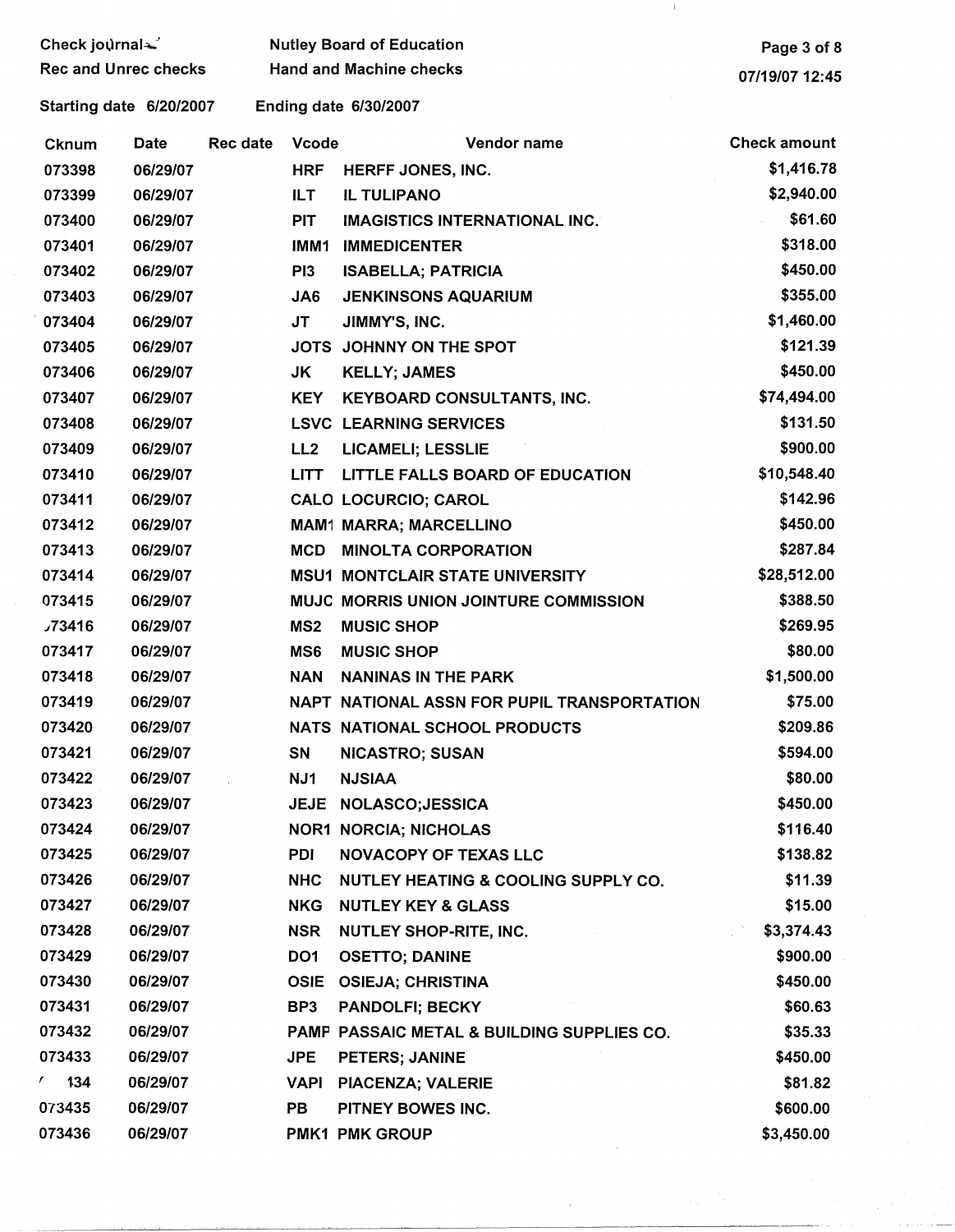Check journal
Rec and Unrec checks

Nutley Board of Education
Hand and Machine checks

07/19/07 12:45

Starting date 6/20/2007 Ending date 6/30/2007

| Cknum | Date | Rec date | Vcode | Vendor name | Check amount |
|---|---|---|---|---|---|
| 073398 | 06/29/07 | | HRF | HERFF JONES, INC. | $1,416.78 |
| 073399 | 06/29/07 | | ILT | IL TULIPANO | $2,940.00 |
| 073400 | 06/29/07 | | PIT | IMAGISTICS INTERNATIONAL INC. | $61.60 |
| 073401 | 06/29/07 | | IMM1 | IMMEDICENTER | $318.00 |
| 073402 | 06/29/07 | | PI3 | ISABELLA; PATRICIA | $450.00 |
| 073403 | 06/29/07 | | JA6 | JENKINSONS AQUARIUM | $355.00 |
| 073404 | 06/29/07 | | JT | JIMMY'S, INC. | $1,460.00 |
| 073405 | 06/29/07 | | JOTS | JOHNNY ON THE SPOT | $121.39 |
| 073406 | 06/29/07 | | JK | KELLY; JAMES | $450.00 |
| 073407 | 06/29/07 | | KEY | KEYBOARD CONSULTANTS, INC. | $74,494.00 |
| 073408 | 06/29/07 | | LSVC | LEARNING SERVICES | $131.50 |
| 073409 | 06/29/07 | | LL2 | LICAMELI; LESSLIE | $900.00 |
| 073410 | 06/29/07 | | LITT | LITTLE FALLS BOARD OF EDUCATION | $10,548.40 |
| 073411 | 06/29/07 | | CALO | LOCURCIO; CAROL | $142.96 |
| 073412 | 06/29/07 | | MAM1 | MARRA; MARCELLINO | $450.00 |
| 073413 | 06/29/07 | | MCD | MINOLTA CORPORATION | $287.84 |
| 073414 | 06/29/07 | | MSU1 | MONTCLAIR STATE UNIVERSITY | $28,512.00 |
| 073415 | 06/29/07 | | MUJC | MORRIS UNION JOINTURE COMMISSION | $388.50 |
| 073416 | 06/29/07 | | MS2 | MUSIC SHOP | $269.95 |
| 073417 | 06/29/07 | | MS6 | MUSIC SHOP | $80.00 |
| 073418 | 06/29/07 | | NAN | NANINAS IN THE PARK | $1,500.00 |
| 073419 | 06/29/07 | | NAPT | NATIONAL ASSN FOR PUPIL TRANSPORTATION | $75.00 |
| 073420 | 06/29/07 | | NATS | NATIONAL SCHOOL PRODUCTS | $209.86 |
| 073421 | 06/29/07 | | SN | NICASTRO; SUSAN | $594.00 |
| 073422 | 06/29/07 | | NJ1 | NJSIAA | $80.00 |
| 073423 | 06/29/07 | | JEJE | NOLASCO;JESSICA | $450.00 |
| 073424 | 06/29/07 | | NOR1 | NORCIA; NICHOLAS | $116.40 |
| 073425 | 06/29/07 | | PDI | NOVACOPY OF TEXAS LLC | $138.82 |
| 073426 | 06/29/07 | | NHC | NUTLEY HEATING & COOLING SUPPLY CO. | $11.39 |
| 073427 | 06/29/07 | | NKG | NUTLEY KEY & GLASS | $15.00 |
| 073428 | 06/29/07 | | NSR | NUTLEY SHOP-RITE, INC. | $3,374.43 |
| 073429 | 06/29/07 | | DO1 | OSETTO; DANINE | $900.00 |
| 073430 | 06/29/07 | | OSIE | OSIEJA; CHRISTINA | $450.00 |
| 073431 | 06/29/07 | | BP3 | PANDOLFI; BECKY | $60.63 |
| 073432 | 06/29/07 | | PAMF | PASSAIC METAL & BUILDING SUPPLIES CO. | $35.33 |
| 073433 | 06/29/07 | | JPE | PETERS; JANINE | $450.00 |
| 073434 | 06/29/07 | | VAPI | PIACENZA; VALERIE | $81.82 |
| 073435 | 06/29/07 | | PB | PITNEY BOWES INC. | $600.00 |
| 073436 | 06/29/07 | | PMK1 | PMK GROUP | $3,450.00 |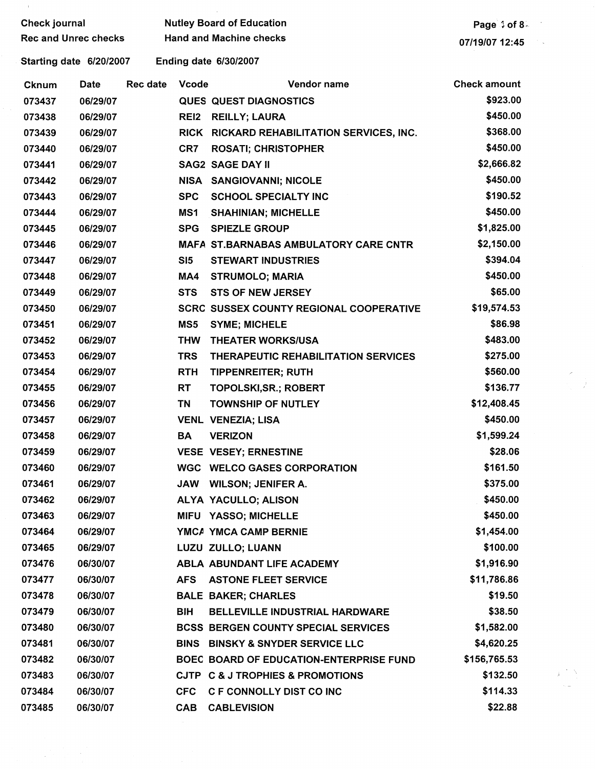Check journal | Nutley Board of Education
Rec and Unrec checks | Hand and Machine checks

Starting date 6/20/2007 | Ending date 6/30/2007

| Cknum | Date | Rec date | Vcode | Vendor name | Check amount |
|---|---|---|---|---|---|
| 073437 | 06/29/07 | | QUES | QUEST DIAGNOSTICS | $923.00 |
| 073438 | 06/29/07 | | REI2 | REILLY; LAURA | $450.00 |
| 073439 | 06/29/07 | | RICK | RICKARD REHABILITATION SERVICES, INC. | $368.00 |
| 073440 | 06/29/07 | | CR7 | ROSATI; CHRISTOPHER | $450.00 |
| 073441 | 06/29/07 | | SAG2 | SAGE DAY II | $2,666.82 |
| 073442 | 06/29/07 | | NISA | SANGIOVANNI; NICOLE | $450.00 |
| 073443 | 06/29/07 | | SPC | SCHOOL SPECIALTY INC | $190.52 |
| 073444 | 06/29/07 | | MS1 | SHAHINIAN; MICHELLE | $450.00 |
| 073445 | 06/29/07 | | SPG | SPIEZLE GROUP | $1,825.00 |
| 073446 | 06/29/07 | | MAFA | ST.BARNABAS AMBULATORY CARE CNTR | $2,150.00 |
| 073447 | 06/29/07 | | SI5 | STEWART INDUSTRIES | $394.04 |
| 073448 | 06/29/07 | | MA4 | STRUMOLO; MARIA | $450.00 |
| 073449 | 06/29/07 | | STS | STS OF NEW JERSEY | $65.00 |
| 073450 | 06/29/07 | | SCRC | SUSSEX COUNTY REGIONAL COOPERATIVE | $19,574.53 |
| 073451 | 06/29/07 | | MS5 | SYME; MICHELE | $86.98 |
| 073452 | 06/29/07 | | THW | THEATER WORKS/USA | $483.00 |
| 073453 | 06/29/07 | | TRS | THERAPEUTIC REHABILITATION SERVICES | $275.00 |
| 073454 | 06/29/07 | | RTH | TIPPENREITER; RUTH | $560.00 |
| 073455 | 06/29/07 | | RT | TOPOLSKI,SR.; ROBERT | $136.77 |
| 073456 | 06/29/07 | | TN | TOWNSHIP OF NUTLEY | $12,408.45 |
| 073457 | 06/29/07 | | VENL | VENEZIA; LISA | $450.00 |
| 073458 | 06/29/07 | | BA | VERIZON | $1,599.24 |
| 073459 | 06/29/07 | | VESE | VESEY; ERNESTINE | $28.06 |
| 073460 | 06/29/07 | | WGC | WELCO GASES CORPORATION | $161.50 |
| 073461 | 06/29/07 | | JAW | WILSON; JENIFER A. | $375.00 |
| 073462 | 06/29/07 | | ALYA | YACULLO; ALISON | $450.00 |
| 073463 | 06/29/07 | | MIFU | YASSO; MICHELLE | $450.00 |
| 073464 | 06/29/07 | | YMCA | YMCA CAMP BERNIE | $1,454.00 |
| 073465 | 06/29/07 | | LUZU | ZULLO; LUANN | $100.00 |
| 073476 | 06/30/07 | | ABLA | ABUNDANT LIFE ACADEMY | $1,916.90 |
| 073477 | 06/30/07 | | AFS | ASTONE FLEET SERVICE | $11,786.86 |
| 073478 | 06/30/07 | | BALE | BAKER; CHARLES | $19.50 |
| 073479 | 06/30/07 | | BIH | BELLEVILLE INDUSTRIAL HARDWARE | $38.50 |
| 073480 | 06/30/07 | | BCSS | BERGEN COUNTY SPECIAL SERVICES | $1,582.00 |
| 073481 | 06/30/07 | | BINS | BINSKY & SNYDER SERVICE LLC | $4,620.25 |
| 073482 | 06/30/07 | | BOEC | BOARD OF EDUCATION-ENTERPRISE FUND | $156,765.53 |
| 073483 | 06/30/07 | | CJTP | C & J TROPHIES & PROMOTIONS | $132.50 |
| 073484 | 06/30/07 | | CFC | C F CONNOLLY DIST CO INC | $114.33 |
| 073485 | 06/30/07 | | CAB | CABLEVISION | $22.88 |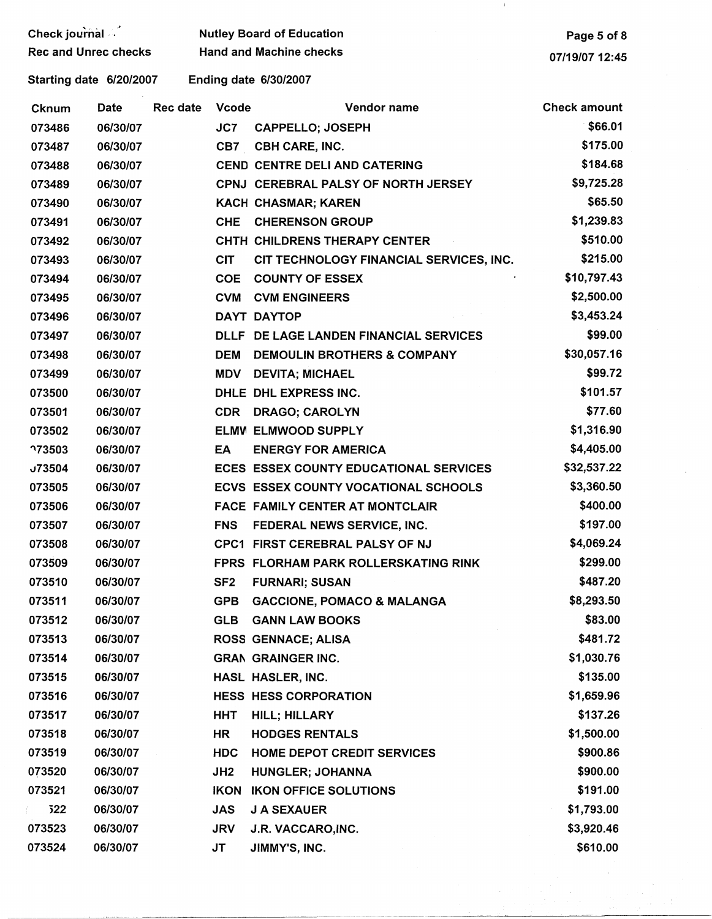Check journal — Rec and Unrec checks — Hand and Machine checks — Nutley Board of Education

Starting date 6/20/2007 Ending date 6/30/2007

| Cknum | Date | Rec date | Vcode | Vendor name | Check amount |
|---|---|---|---|---|---|
| 073486 | 06/30/07 | | JC7 | CAPPELLO; JOSEPH | $66.01 |
| 073487 | 06/30/07 | | CB7 | CBH CARE, INC. | $175.00 |
| 073488 | 06/30/07 | | CEND | CENTRE DELI AND CATERING | $184.68 |
| 073489 | 06/30/07 | | CPNJ | CEREBRAL PALSY OF NORTH JERSEY | $9,725.28 |
| 073490 | 06/30/07 | | KACH | CHASMAR; KAREN | $65.50 |
| 073491 | 06/30/07 | | CHE | CHERENSON GROUP | $1,239.83 |
| 073492 | 06/30/07 | | CHTH | CHILDRENS THERAPY CENTER | $510.00 |
| 073493 | 06/30/07 | | CIT | CIT TECHNOLOGY FINANCIAL SERVICES, INC. | $215.00 |
| 073494 | 06/30/07 | | COE | COUNTY OF ESSEX | $10,797.43 |
| 073495 | 06/30/07 | | CVM | CVM ENGINEERS | $2,500.00 |
| 073496 | 06/30/07 | | DAYT | DAYTOP | $3,453.24 |
| 073497 | 06/30/07 | | DLLF | DE LAGE LANDEN FINANCIAL SERVICES | $99.00 |
| 073498 | 06/30/07 | | DEM | DEMOULIN BROTHERS & COMPANY | $30,057.16 |
| 073499 | 06/30/07 | | MDV | DEVITA; MICHAEL | $99.72 |
| 073500 | 06/30/07 | | DHLE | DHL EXPRESS INC. | $101.57 |
| 073501 | 06/30/07 | | CDR | DRAGO; CAROLYN | $77.60 |
| 073502 | 06/30/07 | | ELMW | ELMWOOD SUPPLY | $1,316.90 |
| 073503 | 06/30/07 | | EA | ENERGY FOR AMERICA | $4,405.00 |
| 073504 | 06/30/07 | | ECES | ESSEX COUNTY EDUCATIONAL SERVICES | $32,537.22 |
| 073505 | 06/30/07 | | ECVS | ESSEX COUNTY VOCATIONAL SCHOOLS | $3,360.50 |
| 073506 | 06/30/07 | | FACE | FAMILY CENTER AT MONTCLAIR | $400.00 |
| 073507 | 06/30/07 | | FNS | FEDERAL NEWS SERVICE, INC. | $197.00 |
| 073508 | 06/30/07 | | CPC1 | FIRST CEREBRAL PALSY OF NJ | $4,069.24 |
| 073509 | 06/30/07 | | FPRS | FLORHAM PARK ROLLERSKATING RINK | $299.00 |
| 073510 | 06/30/07 | | SF2 | FURNARI; SUSAN | $487.20 |
| 073511 | 06/30/07 | | GPB | GACCIONE, POMACO & MALANGA | $8,293.50 |
| 073512 | 06/30/07 | | GLB | GANN LAW BOOKS | $83.00 |
| 073513 | 06/30/07 | | ROSS | GENNACE; ALISA | $481.72 |
| 073514 | 06/30/07 | | GRAN | GRAINGER INC. | $1,030.76 |
| 073515 | 06/30/07 | | HASL | HASLER, INC. | $135.00 |
| 073516 | 06/30/07 | | HESS | HESS CORPORATION | $1,659.96 |
| 073517 | 06/30/07 | | HHT | HILL; HILLARY | $137.26 |
| 073518 | 06/30/07 | | HR | HODGES RENTALS | $1,500.00 |
| 073519 | 06/30/07 | | HDC | HOME DEPOT CREDIT SERVICES | $900.86 |
| 073520 | 06/30/07 | | JH2 | HUNGLER; JOHANNA | $900.00 |
| 073521 | 06/30/07 | | IKON | IKON OFFICE SOLUTIONS | $191.00 |
| 073522 | 06/30/07 | | JAS | J A SEXAUER | $1,793.00 |
| 073523 | 06/30/07 | | JRV | J.R. VACCARO,INC. | $3,920.46 |
| 073524 | 06/30/07 | | JT | JIMMY'S, INC. | $610.00 |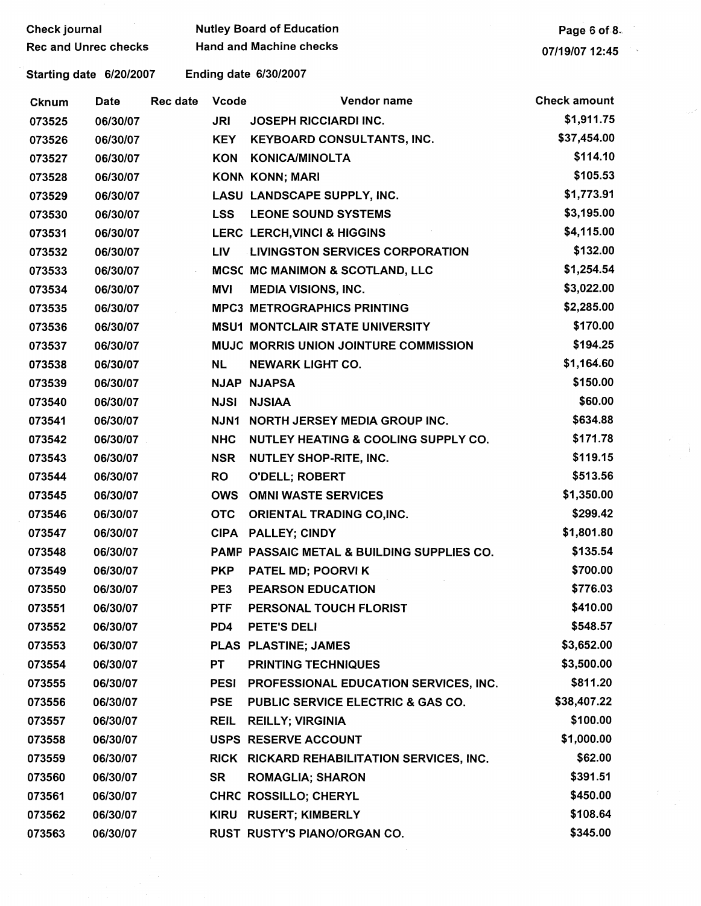Check journal | Nutley Board of Education
Rec and Unrec checks | Hand and Machine checks

07/19/07 12:45

Starting date 6/20/2007 Ending date 6/30/2007

| Cknum | Date | Rec date | Vcode | Vendor name | Check amount |
|---|---|---|---|---|---|
| 073525 | 06/30/07 | | JRI | JOSEPH RICCIARDI INC. | $1,911.75 |
| 073526 | 06/30/07 | | KEY | KEYBOARD CONSULTANTS, INC. | $37,454.00 |
| 073527 | 06/30/07 | | KON | KONICA/MINOLTA | $114.10 |
| 073528 | 06/30/07 | | KONN | KONN; MARI | $105.53 |
| 073529 | 06/30/07 | | LASU | LANDSCAPE SUPPLY, INC. | $1,773.91 |
| 073530 | 06/30/07 | | LSS | LEONE SOUND SYSTEMS | $3,195.00 |
| 073531 | 06/30/07 | | LERC | LERCH,VINCI & HIGGINS | $4,115.00 |
| 073532 | 06/30/07 | | LIV | LIVINGSTON SERVICES CORPORATION | $132.00 |
| 073533 | 06/30/07 | | MCSC | MC MANIMON & SCOTLAND, LLC | $1,254.54 |
| 073534 | 06/30/07 | | MVI | MEDIA VISIONS, INC. | $3,022.00 |
| 073535 | 06/30/07 | | MPC3 | METROGRAPHICS PRINTING | $2,285.00 |
| 073536 | 06/30/07 | | MSU1 | MONTCLAIR STATE UNIVERSITY | $170.00 |
| 073537 | 06/30/07 | | MUJC | MORRIS UNION JOINTURE COMMISSION | $194.25 |
| 073538 | 06/30/07 | | NL | NEWARK LIGHT CO. | $1,164.60 |
| 073539 | 06/30/07 | | NJAP | NJAPSA | $150.00 |
| 073540 | 06/30/07 | | NJSI | NJSIAA | $60.00 |
| 073541 | 06/30/07 | | NJN1 | NORTH JERSEY MEDIA GROUP INC. | $634.88 |
| 073542 | 06/30/07 | | NHC | NUTLEY HEATING & COOLING SUPPLY CO. | $171.78 |
| 073543 | 06/30/07 | | NSR | NUTLEY SHOP-RITE, INC. | $119.15 |
| 073544 | 06/30/07 | | RO | O'DELL; ROBERT | $513.56 |
| 073545 | 06/30/07 | | OWS | OMNI WASTE SERVICES | $1,350.00 |
| 073546 | 06/30/07 | | OTC | ORIENTAL TRADING CO,INC. | $299.42 |
| 073547 | 06/30/07 | | CIPA | PALLEY; CINDY | $1,801.80 |
| 073548 | 06/30/07 | | PAMP | PASSAIC METAL & BUILDING SUPPLIES CO. | $135.54 |
| 073549 | 06/30/07 | | PKP | PATEL MD; POORVI K | $700.00 |
| 073550 | 06/30/07 | | PE3 | PEARSON EDUCATION | $776.03 |
| 073551 | 06/30/07 | | PTF | PERSONAL TOUCH FLORIST | $410.00 |
| 073552 | 06/30/07 | | PD4 | PETE'S DELI | $548.57 |
| 073553 | 06/30/07 | | PLAS | PLASTINE; JAMES | $3,652.00 |
| 073554 | 06/30/07 | | PT | PRINTING TECHNIQUES | $3,500.00 |
| 073555 | 06/30/07 | | PESI | PROFESSIONAL EDUCATION SERVICES, INC. | $811.20 |
| 073556 | 06/30/07 | | PSE | PUBLIC SERVICE ELECTRIC & GAS CO. | $38,407.22 |
| 073557 | 06/30/07 | | REIL | REILLY; VIRGINIA | $100.00 |
| 073558 | 06/30/07 | | USPS | RESERVE ACCOUNT | $1,000.00 |
| 073559 | 06/30/07 | | RICK | RICKARD REHABILITATION SERVICES, INC. | $62.00 |
| 073560 | 06/30/07 | | SR | ROMAGLIA; SHARON | $391.51 |
| 073561 | 06/30/07 | | CHRC | ROSSILLO; CHERYL | $450.00 |
| 073562 | 06/30/07 | | KIRU | RUSERT; KIMBERLY | $108.64 |
| 073563 | 06/30/07 | | RUST | RUSTY'S PIANO/ORGAN CO. | $345.00 |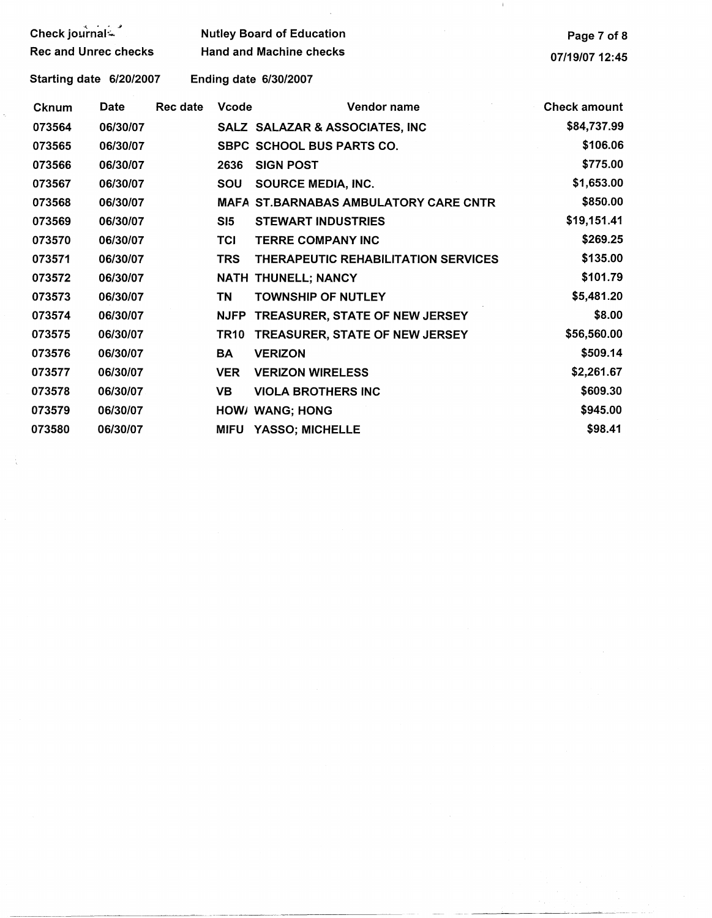Check journal
Rec and Unrec checks

Nutley Board of Education
Hand and Machine checks

Starting date 6/20/2007 Ending date 6/30/2007

| Cknum | Date | Rec date | Vcode | Vendor name | Check amount |
|---|---|---|---|---|---|
| 073564 | 06/30/07 | | SALZ | SALAZAR & ASSOCIATES, INC | $84,737.99 |
| 073565 | 06/30/07 | | SBPC | SCHOOL BUS PARTS CO. | $106.06 |
| 073566 | 06/30/07 | | 2636 | SIGN POST | $775.00 |
| 073567 | 06/30/07 | | SOU | SOURCE MEDIA, INC. | $1,653.00 |
| 073568 | 06/30/07 | | MAFA | ST.BARNABAS AMBULATORY CARE CNTR | $850.00 |
| 073569 | 06/30/07 | | SI5 | STEWART INDUSTRIES | $19,151.41 |
| 073570 | 06/30/07 | | TCI | TERRE COMPANY INC | $269.25 |
| 073571 | 06/30/07 | | TRS | THERAPEUTIC REHABILITATION SERVICES | $135.00 |
| 073572 | 06/30/07 | | NATH | THUNELL; NANCY | $101.79 |
| 073573 | 06/30/07 | | TN | TOWNSHIP OF NUTLEY | $5,481.20 |
| 073574 | 06/30/07 | | NJFP | TREASURER, STATE OF NEW JERSEY | $8.00 |
| 073575 | 06/30/07 | | TR10 | TREASURER, STATE OF NEW JERSEY | $56,560.00 |
| 073576 | 06/30/07 | | BA | VERIZON | $509.14 |
| 073577 | 06/30/07 | | VER | VERIZON WIRELESS | $2,261.67 |
| 073578 | 06/30/07 | | VB | VIOLA BROTHERS INC | $609.30 |
| 073579 | 06/30/07 | | HOW/ | WANG; HONG | $945.00 |
| 073580 | 06/30/07 | | MIFU | YASSO; MICHELLE | $98.41 |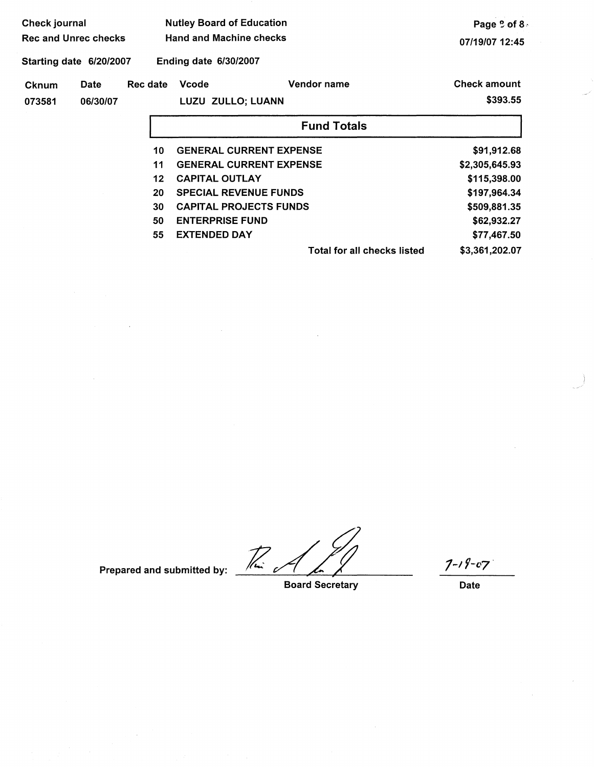Check journal
Rec and Unrec checks

Nutley Board of Education
Hand and Machine checks

07/19/07 12:45

Starting date 6/20/2007 Ending date 6/30/2007

| Cknum | Date | Rec date | Vcode | Vendor name | Check amount |
|---|---|---|---|---|---|
| 073581 | 06/30/07 | | LUZU | ZULLO; LUANN | $393.55 |

## Fund Totals

| | | |
|---|---|---|
| 10 | GENERAL CURRENT EXPENSE | $91,912.68 |
| 11 | GENERAL CURRENT EXPENSE | $2,305,645.93 |
| 12 | CAPITAL OUTLAY | $115,398.00 |
| 20 | SPECIAL REVENUE FUNDS | $197,964.34 |
| 30 | CAPITAL PROJECTS FUNDS | $509,881.35 |
| 50 | ENTERPRISE FUND | $62,932.27 |
| 55 | EXTENDED DAY | $77,467.50 |
| | Total for all checks listed | $3,361,202.07 |

Prepared and submitted by: ______________________ Board Secretary

7-19-07
Date